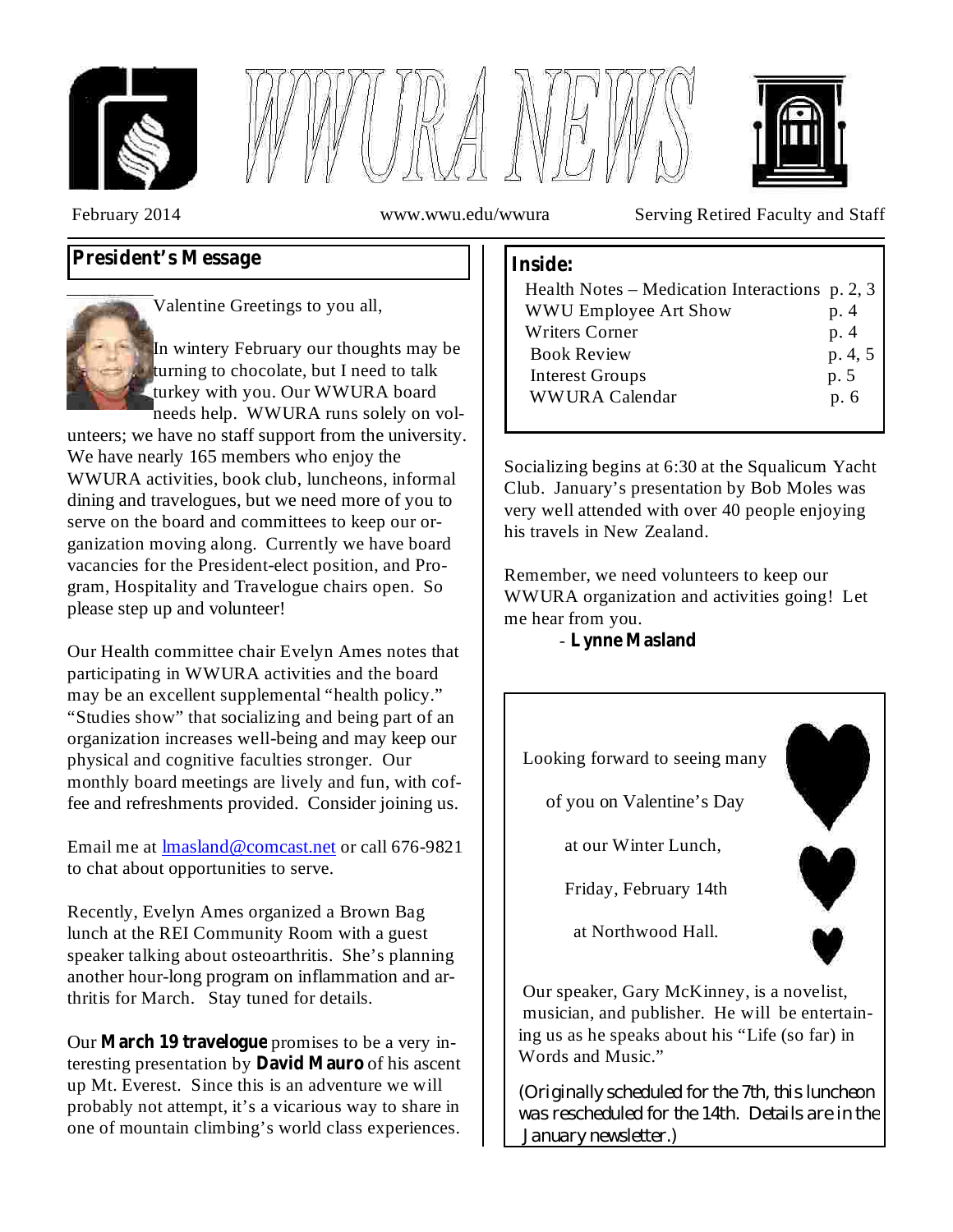# WWURA NEWS

February 2014 www.wwu.edu/wwura Serving Retired Faculty and Staff

## President's Message

Valentine Greetings to you all,

In wintery February our thoughts may be turning to chocolate, but I need to talk turkey with you. Our WWURA board needs help. WWURA runs solely on volunteers; we have no staff support from the university. We have nearly 165 members who enjoy the WWURA activities, book club, luncheons, informal dining and travelogues, but we need more of you to serve on the board and committees to keep our organization moving along. Currently we have board vacancies for the President-elect position, and Program, Hospitality and Travelogue chairs open. So please step up and volunteer!

Our Health committee chair Evelyn Ames notes that participating in WWURA activities and the board may be an excellent supplemental "health policy." "Studies show" that socializing and being part of an organization increases well-being and may keep our physical and cognitive faculties stronger. Our monthly board meetings are lively and fun, with coffee and refreshments provided. Consider joining us.

Email me at lmasland@comcast.net or call 676-9821 to chat about opportunities to serve.

Recently, Evelyn Ames organized a Brown Bag lunch at the REI Community Room with a guest speaker talking about osteoarthritis. She's planning another hour-long program on inflammation and arthritis for March. Stay tuned for details.

Our **March 19 travelogue** promises to be a very interesting presentation by **David Mauro** of his ascent up Mt. Everest. Since this is an adventure we will probably not attempt, it's a vicarious way to share in one of mountain climbing's world class experiences.

Socializing begins at 6:30 at the Squalicum Yacht Club. January's presentation by Bob Moles was very well attended with over 40 people enjoying his travels in New Zealand.

Remember, we need volunteers to keep our WWURA organization and activities going! Let me hear from you.

\- **Lynne Masland**

### Inside:

| | |
|---|---|
| Health Notes – Medication Interactions | p. 2, 3 |
| WWU Employee Art Show | p. 4 |
| Writers Corner | p. 4 |
| Book Review | p. 4, 5 |
| Interest Groups | p. 5 |
| WWURA Calendar | p. 6 |

Looking forward to seeing many

of you on Valentine's Day

at our Winter Lunch,

Friday, February 14th

at Northwood Hall.

Our speaker, Gary McKinney, is a novelist, musician, and publisher. He will be entertaining us as he speaks about his "Life (so far) in Words and Music."

(Originally scheduled for the 7th, this luncheon was rescheduled for the 14th. Details are in the January newsletter.)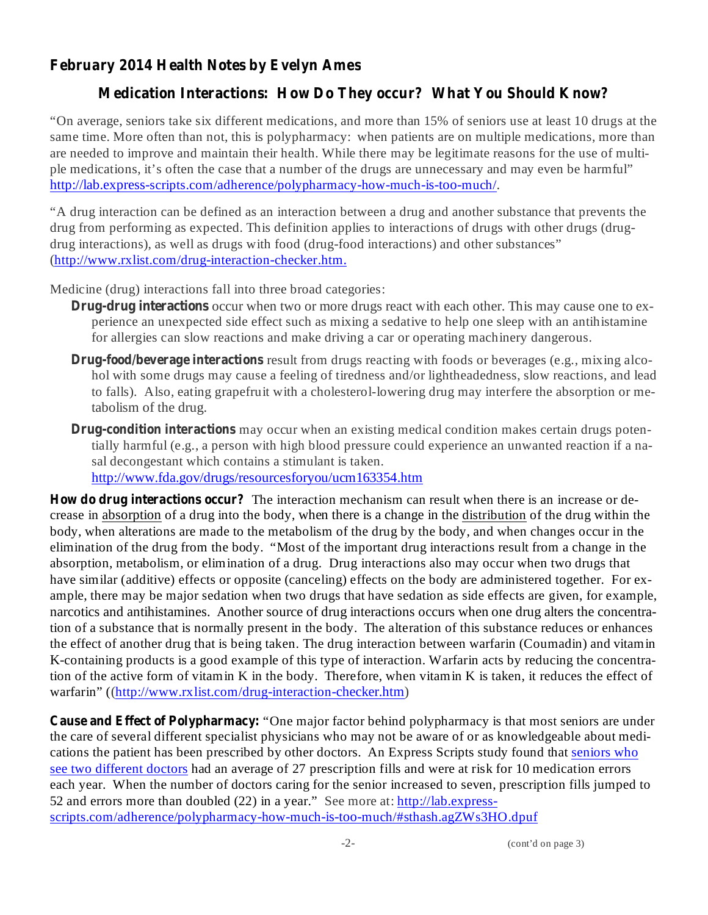**February 2014 Health Notes by Evelyn Ames**

## Medication Interactions: How Do They occur? What You Should Know?

"On average, seniors take six different medications, and more than 15% of seniors use at least 10 drugs at the same time. More often than not, this is polypharmacy: when patients are on multiple medications, more than are needed to improve and maintain their health. While there may be legitimate reasons for the use of multiple medications, it's often the case that a number of the drugs are unnecessary and may even be harmful" http://lab.express-scripts.com/adherence/polypharmacy-how-much-is-too-much/.

"A drug interaction can be defined as an interaction between a drug and another substance that prevents the drug from performing as expected. This definition applies to interactions of drugs with other drugs (drug-drug interactions), as well as drugs with food (drug-food interactions) and other substances" (http://www.rxlist.com/drug-interaction-checker.htm.

Medicine (drug) interactions fall into three broad categories:

- **Drug-drug interactions** occur when two or more drugs react with each other. This may cause one to experience an unexpected side effect such as mixing a sedative to help one sleep with an antihistamine for allergies can slow reactions and make driving a car or operating machinery dangerous.
- **Drug-food/beverage interactions** result from drugs reacting with foods or beverages (e.g., mixing alcohol with some drugs may cause a feeling of tiredness and/or lightheadedness, slow reactions, and lead to falls). Also, eating grapefruit with a cholesterol-lowering drug may interfere the absorption or metabolism of the drug.
- **Drug-condition interactions** may occur when an existing medical condition makes certain drugs potentially harmful (e.g., a person with high blood pressure could experience an unwanted reaction if a nasal decongestant which contains a stimulant is taken. http://www.fda.gov/drugs/resourcesforyou/ucm163354.htm

**How do drug interactions occur?** The interaction mechanism can result when there is an increase or decrease in absorption of a drug into the body, when there is a change in the distribution of the drug within the body, when alterations are made to the metabolism of the drug by the body, and when changes occur in the elimination of the drug from the body. "Most of the important drug interactions result from a change in the absorption, metabolism, or elimination of a drug. Drug interactions also may occur when two drugs that have similar (additive) effects or opposite (canceling) effects on the body are administered together. For example, there may be major sedation when two drugs that have sedation as side effects are given, for example, narcotics and antihistamines. Another source of drug interactions occurs when one drug alters the concentration of a substance that is normally present in the body. The alteration of this substance reduces or enhances the effect of another drug that is being taken. The drug interaction between warfarin (Coumadin) and vitamin K-containing products is a good example of this type of interaction. Warfarin acts by reducing the concentration of the active form of vitamin K in the body. Therefore, when vitamin K is taken, it reduces the effect of warfarin" ((http://www.rxlist.com/drug-interaction-checker.htm)

**Cause and Effect of Polypharmacy:** "One major factor behind polypharmacy is that most seniors are under the care of several different specialist physicians who may not be aware of or as knowledgeable about medications the patient has been prescribed by other doctors. An Express Scripts study found that seniors who see two different doctors had an average of 27 prescription fills and were at risk for 10 medication errors each year. When the number of doctors caring for the senior increased to seven, prescription fills jumped to 52 and errors more than doubled (22) in a year." See more at: http://lab.express-scripts.com/adherence/polypharmacy-how-much-is-too-much/#sthash.agZWs3HO.dpuf

(cont'd on page 3)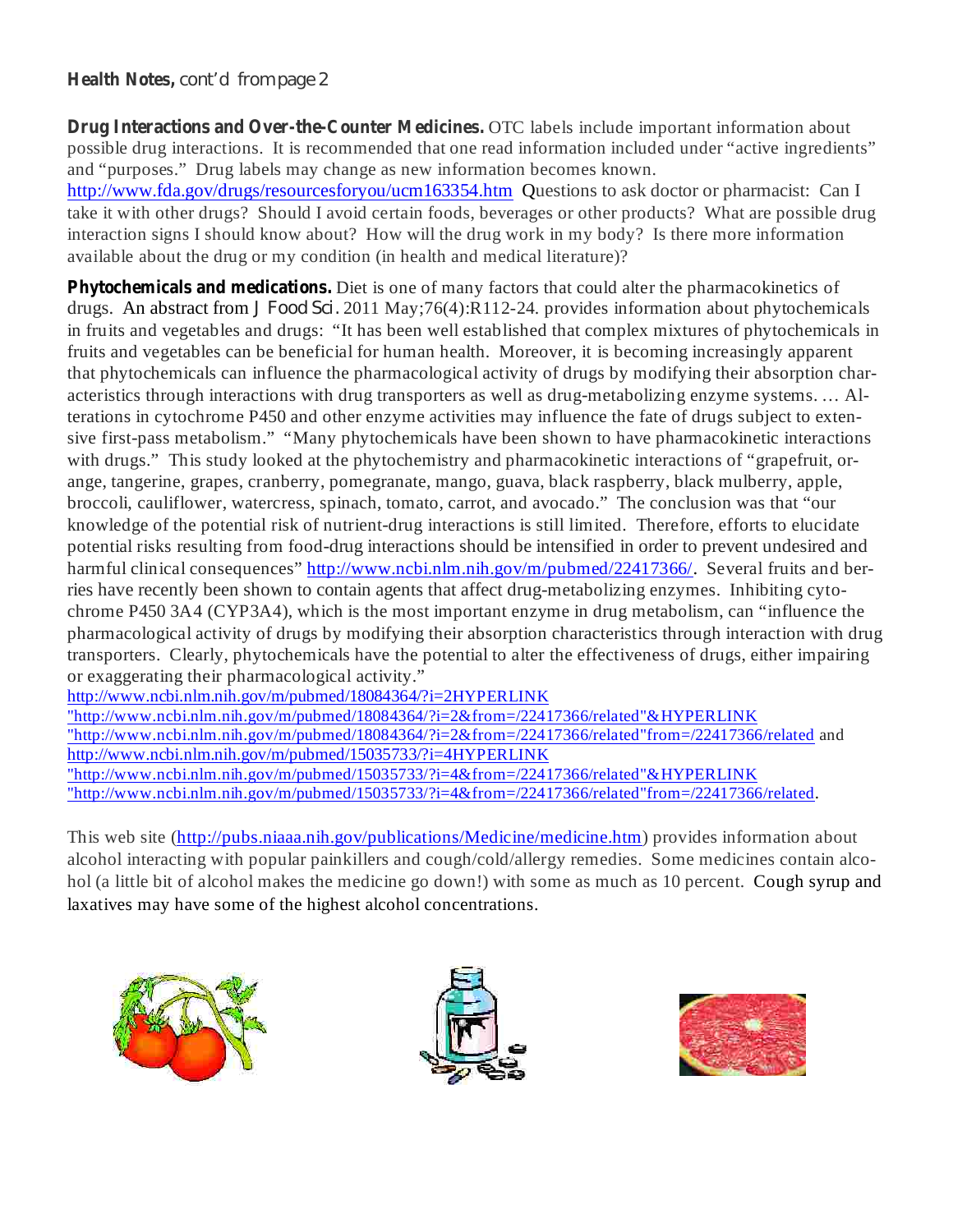**Health Notes,** cont'd from page 2

**Drug Interactions and Over-the-Counter Medicines.** OTC labels include important information about possible drug interactions. It is recommended that one read information included under "active ingredients" and "purposes." Drug labels may change as new information becomes known. http://www.fda.gov/drugs/resourcesforyou/ucm163354.htm Questions to ask doctor or pharmacist: Can I take it with other drugs? Should I avoid certain foods, beverages or other products? What are possible drug interaction signs I should know about? How will the drug work in my body? Is there more information available about the drug or my condition (in health and medical literature)?

**Phytochemicals and medications.** Diet is one of many factors that could alter the pharmacokinetics of drugs. An abstract from J Food Sci. 2011 May;76(4):R112-24. provides information about phytochemicals in fruits and vegetables and drugs: "It has been well established that complex mixtures of phytochemicals in fruits and vegetables can be beneficial for human health. Moreover, it is becoming increasingly apparent that phytochemicals can influence the pharmacological activity of drugs by modifying their absorption characteristics through interactions with drug transporters as well as drug-metabolizing enzyme systems. … Alterations in cytochrome P450 and other enzyme activities may influence the fate of drugs subject to extensive first-pass metabolism." "Many phytochemicals have been shown to have pharmacokinetic interactions with drugs." This study looked at the phytochemistry and pharmacokinetic interactions of "grapefruit, orange, tangerine, grapes, cranberry, pomegranate, mango, guava, black raspberry, black mulberry, apple, broccoli, cauliflower, watercress, spinach, tomato, carrot, and avocado." The conclusion was that "our knowledge of the potential risk of nutrient-drug interactions is still limited. Therefore, efforts to elucidate potential risks resulting from food-drug interactions should be intensified in order to prevent undesired and harmful clinical consequences" http://www.ncbi.nlm.nih.gov/m/pubmed/22417366/. Several fruits and berries have recently been shown to contain agents that affect drug-metabolizing enzymes. Inhibiting cytochrome P450 3A4 (CYP3A4), which is the most important enzyme in drug metabolism, can "influence the pharmacological activity of drugs by modifying their absorption characteristics through interaction with drug transporters. Clearly, phytochemicals have the potential to alter the effectiveness of drugs, either impairing or exaggerating their pharmacological activity."
http://www.ncbi.nlm.nih.gov/m/pubmed/18084364/?i=2HYPERLINK "http://www.ncbi.nlm.nih.gov/m/pubmed/18084364/?i=2&from=/22417366/related"&HYPERLINK "http://www.ncbi.nlm.nih.gov/m/pubmed/18084364/?i=2&from=/22417366/related"from=/22417366/related and http://www.ncbi.nlm.nih.gov/m/pubmed/15035733/?i=4HYPERLINK "http://www.ncbi.nlm.nih.gov/m/pubmed/15035733/?i=4&from=/22417366/related"&HYPERLINK "http://www.ncbi.nlm.nih.gov/m/pubmed/15035733/?i=4&from=/22417366/related"from=/22417366/related.

This web site (http://pubs.niaaa.nih.gov/publications/Medicine/medicine.htm) provides information about alcohol interacting with popular painkillers and cough/cold/allergy remedies. Some medicines contain alcohol (a little bit of alcohol makes the medicine go down!) with some as much as 10 percent. Cough syrup and laxatives may have some of the highest alcohol concentrations.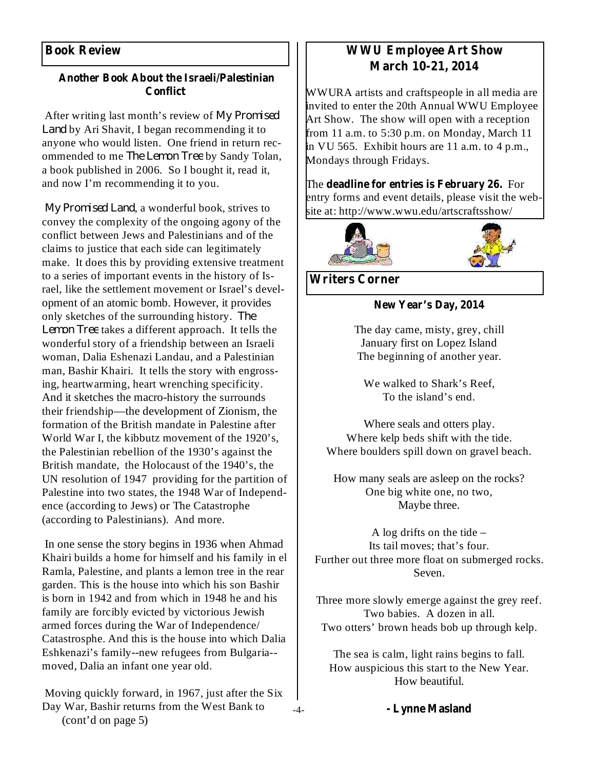## Book Review

### Another Book About the Israeli/Palestinian Conflict

After writing last month's review of *My Promised Land* by Ari Shavit, I began recommending it to anyone who would listen. One friend in return recommended to me *The Lemon Tree* by Sandy Tolan, a book published in 2006. So I bought it, read it, and now I'm recommending it to you.

*My Promised Land*, a wonderful book, strives to convey the complexity of the ongoing agony of the conflict between Jews and Palestinians and of the claims to justice that each side can legitimately make. It does this by providing extensive treatment to a series of important events in the history of Israel, like the settlement movement or Israel's development of an atomic bomb. However, it provides only sketches of the surrounding history. *The Lemon Tree* takes a different approach. It tells the wonderful story of a friendship between an Israeli woman, Dalia Eshenazi Landau, and a Palestinian man, Bashir Khairi. It tells the story with engrossing, heartwarming, heart wrenching specificity. And it sketches the macro-history the surrounds their friendship—the development of Zionism, the formation of the British mandate in Palestine after World War I, the kibbutz movement of the 1920's, the Palestinian rebellion of the 1930's against the British mandate, the Holocaust of the 1940's, the UN resolution of 1947 providing for the partition of Palestine into two states, the 1948 War of Independence (according to Jews) or The Catastrophe (according to Palestinians). And more.

In one sense the story begins in 1936 when Ahmad Khairi builds a home for himself and his family in el Ramla, Palestine, and plants a lemon tree in the rear garden. This is the house into which his son Bashir is born in 1942 and from which in 1948 he and his family are forcibly evicted by victorious Jewish armed forces during the War of Independence/ Catastrosphe. And this is the house into which Dalia Eshkenazi's family--new refugees from Bulgaria--moved, Dalia an infant one year old.

Moving quickly forward, in 1967, just after the Six Day War, Bashir returns from the West Bank to (cont'd on page 5)

## WWU Employee Art Show
## March 10-21, 2014

WWURA artists and craftspeople in all media are invited to enter the 20th Annual WWU Employee Art Show. The show will open with a reception from 11 a.m. to 5:30 p.m. on Monday, March 11 in VU 565. Exhibit hours are 11 a.m. to 4 p.m., Mondays through Fridays.

The **deadline for entries is February 26.** For entry forms and event details, please visit the website at: http://www.wwu.edu/artscraftsshow/

## Writers Corner

### New Year's Day, 2014

The day came, misty, grey, chill  
January first on Lopez Island  
The beginning of another year.

We walked to Shark's Reef,  
To the island's end.

Where seals and otters play.  
Where kelp beds shift with the tide.  
Where boulders spill down on gravel beach.

How many seals are asleep on the rocks?  
One big white one, no two,  
Maybe three.

A log drifts on the tide –  
Its tail moves; that's four.  
Further out three more float on submerged rocks.  
Seven.

Three more slowly emerge against the grey reef.  
Two babies. A dozen in all.  
Two otters' brown heads bob up through kelp.

The sea is calm, light rains begins to fall.  
How auspicious this start to the New Year.  
How beautiful.

**- Lynne Masland**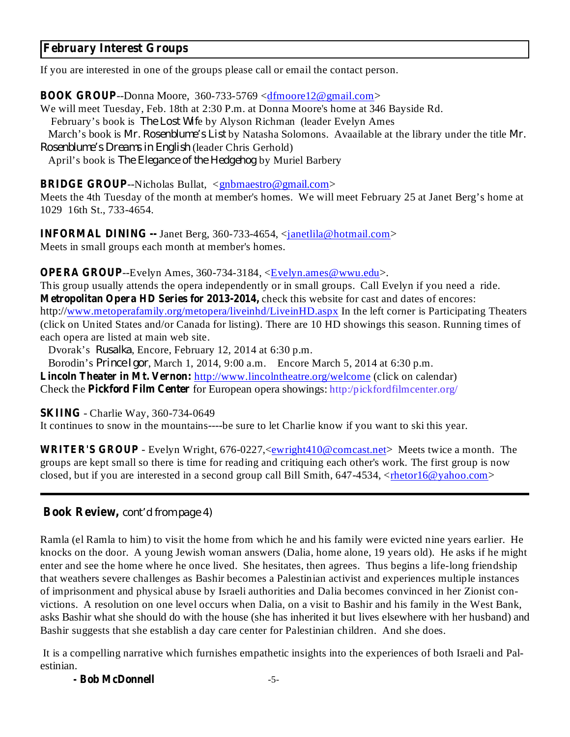## February Interest Groups

If you are interested in one of the groups please call or email the contact person.

**BOOK GROUP**--Donna Moore, 360-733-5769 <dfmoore12@gmail.com>
We will meet Tuesday, Feb. 18th at 2:30 P.m. at Donna Moore's home at 346 Bayside Rd.
February's book is *The Lost Wife* by Alyson Richman (leader Evelyn Ames
March's book is *Mr. Rosenblume's List* by Natasha Solomons. Avaailable at the library under the title *Mr. Rosenblume's Dreams in English* (leader Chris Gerhold)
April's book is *The Elegance of the Hedgehog* by Muriel Barbery

**BRIDGE GROUP**--Nicholas Bullat, <gnbmaestro@gmail.com>
Meets the 4th Tuesday of the month at member's homes. We will meet February 25 at Janet Berg's home at 1029 16th St., 733-4654.

**INFORMAL DINING --** Janet Berg, 360-733-4654, <janetlila@hotmail.com>
Meets in small groups each month at member's homes.

**OPERA GROUP**--Evelyn Ames, 360-734-3184, <Evelyn.ames@wwu.edu>.
This group usually attends the opera independently or in small groups. Call Evelyn if you need a ride.
**Metropolitan Opera HD Series for 2013-2014,** check this website for cast and dates of encores: http://www.metoperafamily.org/metopera/liveinhd/LiveinHD.aspx In the left corner is Participating Theaters (click on United States and/or Canada for listing). There are 10 HD showings this season. Running times of each opera are listed at main web site.
Dvorak's *Rusalka*, Encore, February 12, 2014 at 6:30 p.m.
Borodin's *Prince Igor*, March 1, 2014, 9:00 a.m. Encore March 5, 2014 at 6:30 p.m.
**Lincoln Theater in Mt. Vernon:** http://www.lincolntheatre.org/welcome (click on calendar)
Check the **Pickford Film Center** for European opera showings: http:/pickfordfilmcenter.org/

**SKIING** - Charlie Way, 360-734-0649
It continues to snow in the mountains----be sure to let Charlie know if you want to ski this year.

**WRITER'S GROUP** - Evelyn Wright, 676-0227,<ewright410@comcast.net> Meets twice a month. The groups are kept small so there is time for reading and critiquing each other's work. The first group is now closed, but if you are interested in a second group call Bill Smith, 647-4534, <rhetor16@yahoo.com>

---

**Book Review,** cont'd from page 4)

Ramla (el Ramla to him) to visit the home from which he and his family were evicted nine years earlier. He knocks on the door. A young Jewish woman answers (Dalia, home alone, 19 years old). He asks if he might enter and see the home where he once lived. She hesitates, then agrees. Thus begins a life-long friendship that weathers severe challenges as Bashir becomes a Palestinian activist and experiences multiple instances of imprisonment and physical abuse by Israeli authorities and Dalia becomes convinced in her Zionist convictions. A resolution on one level occurs when Dalia, on a visit to Bashir and his family in the West Bank, asks Bashir what she should do with the house (she has inherited it but lives elsewhere with her husband) and Bashir suggests that she establish a day care center for Palestinian children. And she does.

It is a compelling narrative which furnishes empathetic insights into the experiences of both Israeli and Palestinian.

**- Bob McDonnell**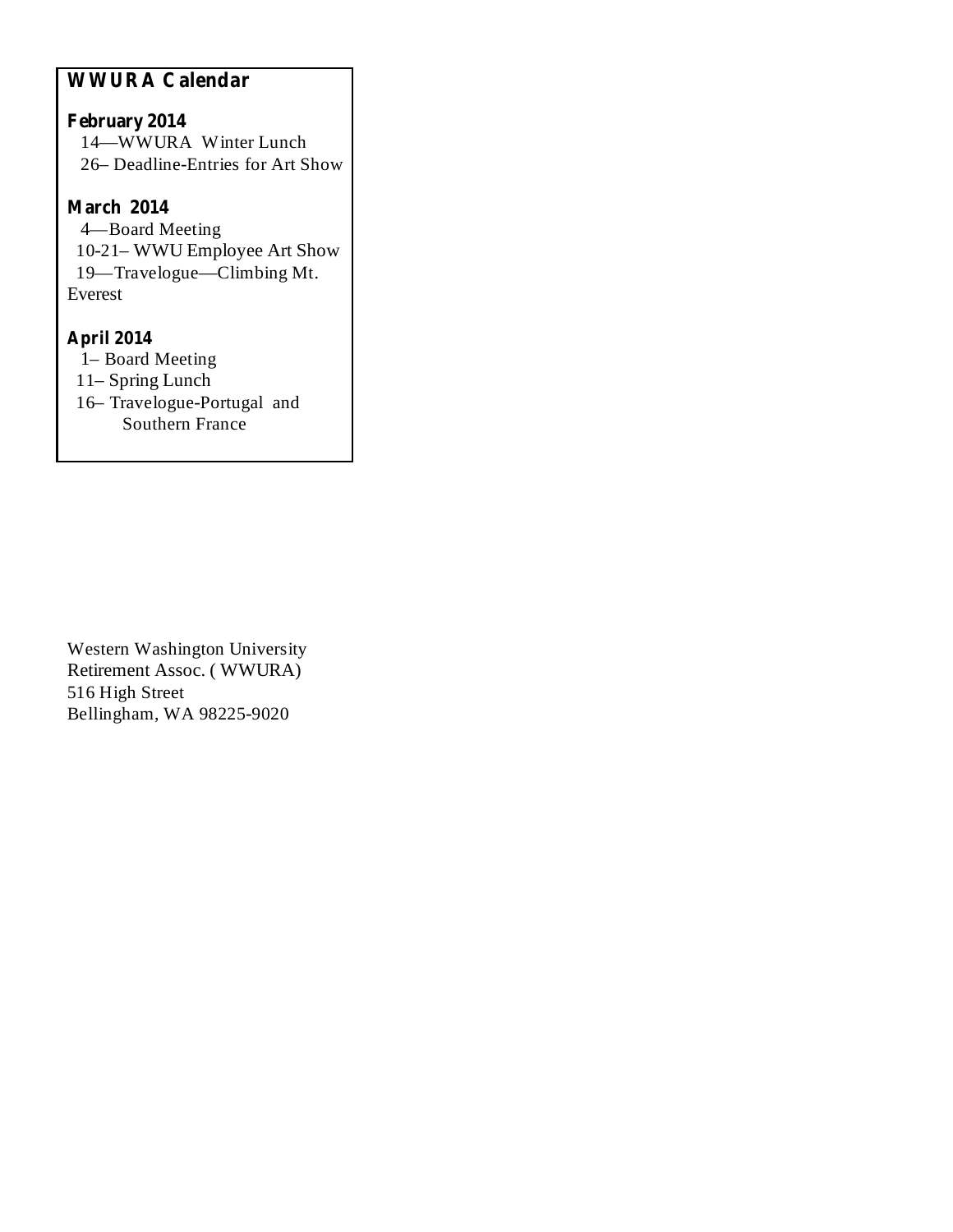## WWURA Calendar

**February 2014**

14—WWURA Winter Lunch

26– Deadline-Entries for Art Show

**March 2014**

4—Board Meeting

10-21– WWU Employee Art Show

19—Travelogue—Climbing Mt. Everest

**April 2014**

1– Board Meeting

11– Spring Lunch

16– Travelogue-Portugal and Southern France

Western Washington University
Retirement Assoc. ( WWURA)
516 High Street
Bellingham, WA 98225-9020